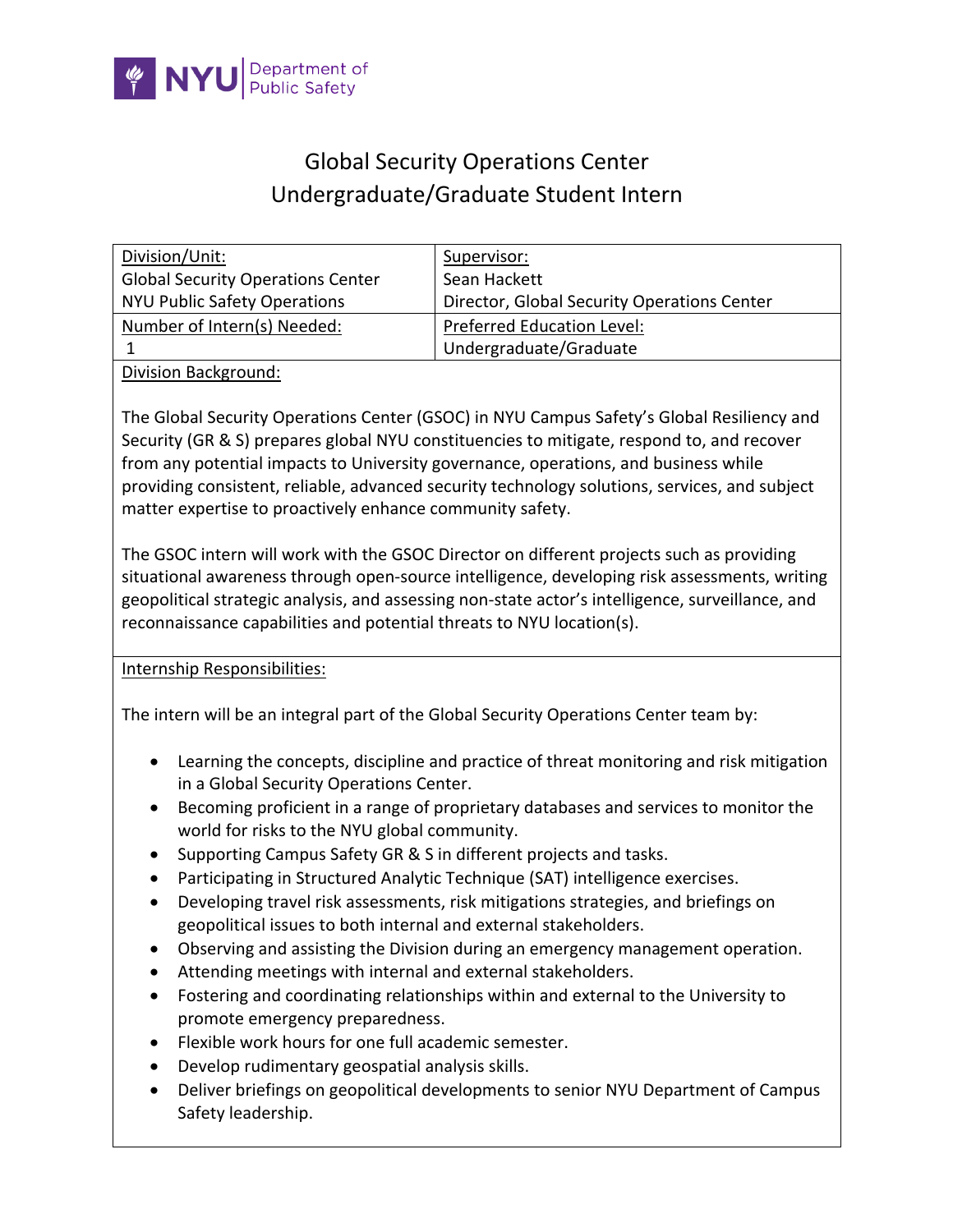NYU Department of Public Safety

# Global Security Operations Center
# Undergraduate/Graduate Student Intern

| Division/Unit: | Supervisor: |
| --- | --- |
| Global Security Operations Center<br>NYU Public Safety Operations | Sean Hackett<br>Director, Global Security Operations Center |
| Number of Intern(s) Needed:<br>1 | Preferred Education Level:<br>Undergraduate/Graduate |

Division Background:

The Global Security Operations Center (GSOC) in NYU Campus Safety's Global Resiliency and Security (GR & S) prepares global NYU constituencies to mitigate, respond to, and recover from any potential impacts to University governance, operations, and business while providing consistent, reliable, advanced security technology solutions, services, and subject matter expertise to proactively enhance community safety.

The GSOC intern will work with the GSOC Director on different projects such as providing situational awareness through open-source intelligence, developing risk assessments, writing geopolitical strategic analysis, and assessing non-state actor's intelligence, surveillance, and reconnaissance capabilities and potential threats to NYU location(s).

Internship Responsibilities:

The intern will be an integral part of the Global Security Operations Center team by:

- Learning the concepts, discipline and practice of threat monitoring and risk mitigation in a Global Security Operations Center.
- Becoming proficient in a range of proprietary databases and services to monitor the world for risks to the NYU global community.
- Supporting Campus Safety GR & S in different projects and tasks.
- Participating in Structured Analytic Technique (SAT) intelligence exercises.
- Developing travel risk assessments, risk mitigations strategies, and briefings on geopolitical issues to both internal and external stakeholders.
- Observing and assisting the Division during an emergency management operation.
- Attending meetings with internal and external stakeholders.
- Fostering and coordinating relationships within and external to the University to promote emergency preparedness.
- Flexible work hours for one full academic semester.
- Develop rudimentary geospatial analysis skills.
- Deliver briefings on geopolitical developments to senior NYU Department of Campus Safety leadership.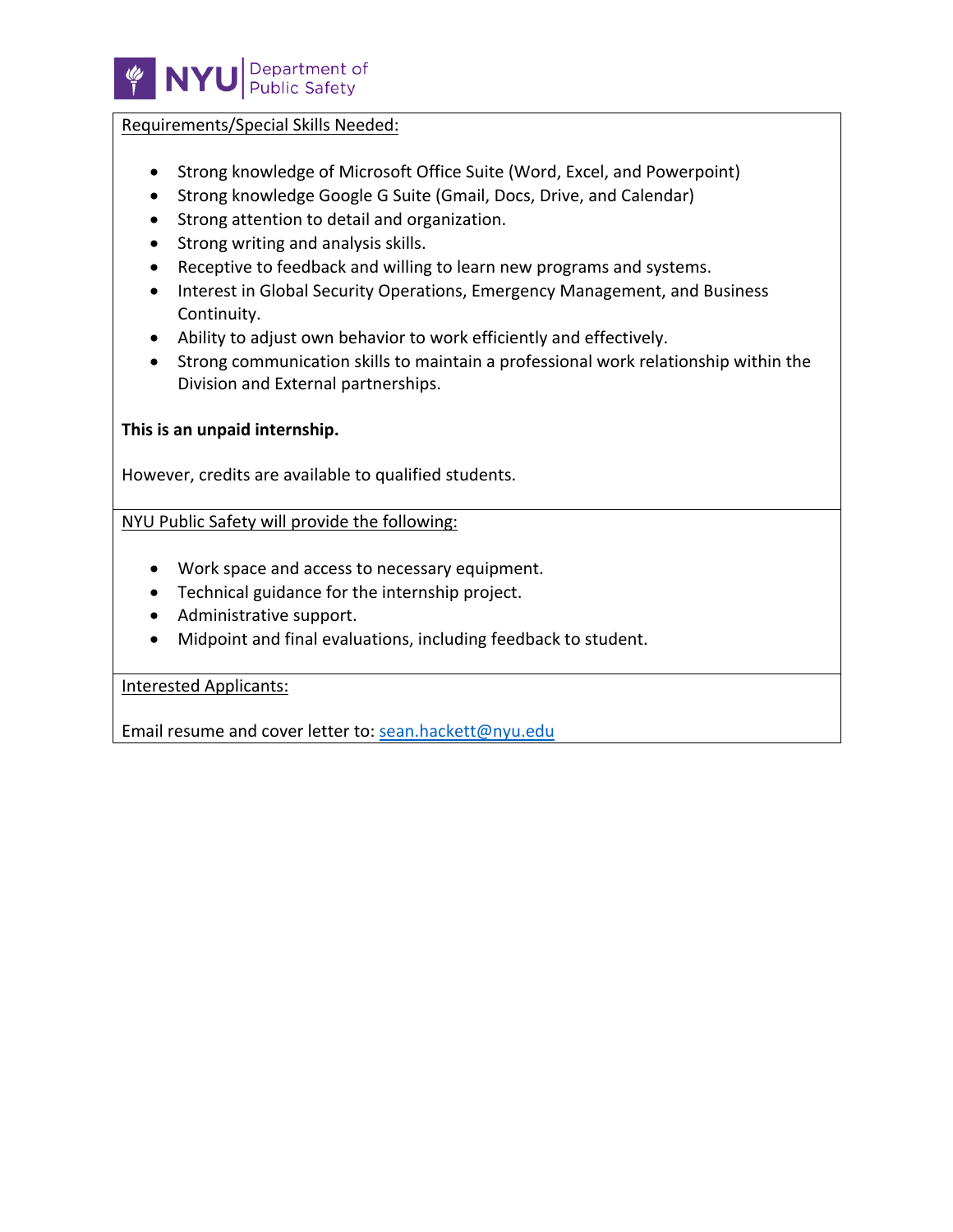Requirements/Special Skills Needed:

- Strong knowledge of Microsoft Office Suite (Word, Excel, and Powerpoint)
- Strong knowledge Google G Suite (Gmail, Docs, Drive, and Calendar)
- Strong attention to detail and organization.
- Strong writing and analysis skills.
- Receptive to feedback and willing to learn new programs and systems.
- Interest in Global Security Operations, Emergency Management, and Business Continuity.
- Ability to adjust own behavior to work efficiently and effectively.
- Strong communication skills to maintain a professional work relationship within the Division and External partnerships.

**This is an unpaid internship.**

However, credits are available to qualified students.

NYU Public Safety will provide the following:

- Work space and access to necessary equipment.
- Technical guidance for the internship project.
- Administrative support.
- Midpoint and final evaluations, including feedback to student.

Interested Applicants:

Email resume and cover letter to: sean.hackett@nyu.edu